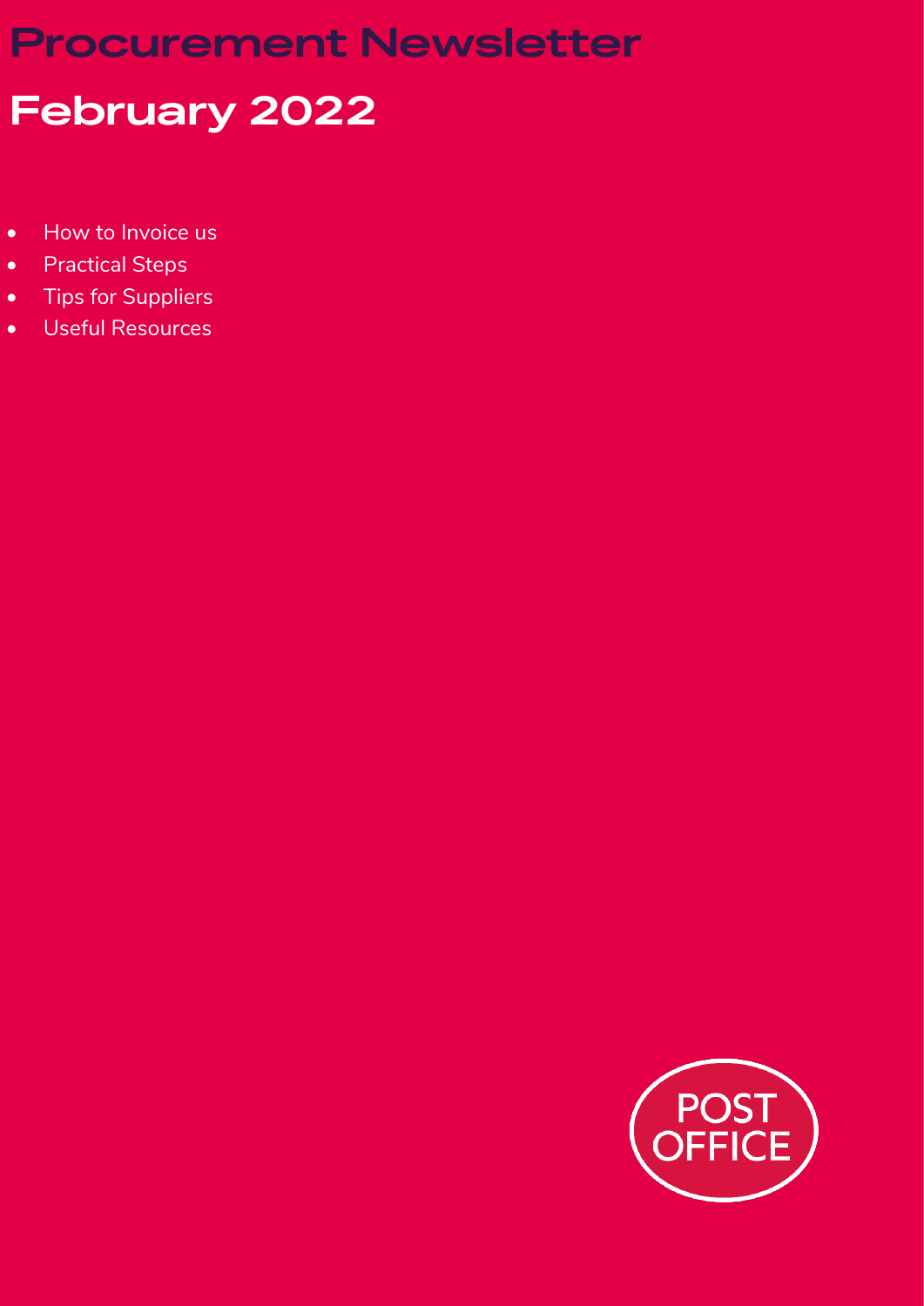# Procurement Newsletter

## February 2022

- How to Invoice us
- Practical Steps
- Tips for Suppliers
- Useful Resources

POST OFFICE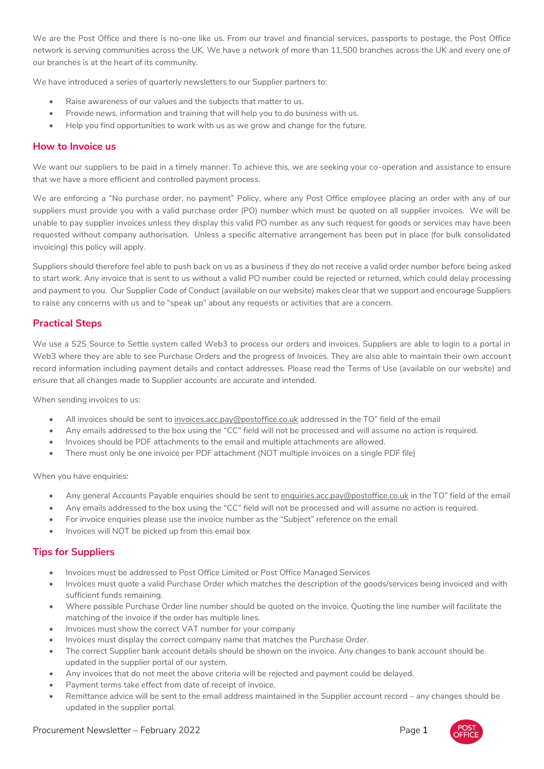We are the Post Office and there is no-one like us. From our travel and financial services, passports to postage, the Post Office network is serving communities across the UK. We have a network of more than 11,500 branches across the UK and every one of our branches is at the heart of its community.

We have introduced a series of quarterly newsletters to our Supplier partners to:

- Raise awareness of our values and the subjects that matter to us.
- Provide news, information and training that will help you to do business with us.
- Help you find opportunities to work with us as we grow and change for the future.

## How to Invoice us

We want our suppliers to be paid in a timely manner. To achieve this, we are seeking your co-operation and assistance to ensure that we have a more efficient and controlled payment process.

We are enforcing a "No purchase order, no payment" Policy, where any Post Office employee placing an order with any of our suppliers must provide you with a valid purchase order (PO) number which must be quoted on all supplier invoices. We will be unable to pay supplier invoices unless they display this valid PO number as any such request for goods or services may have been requested without company authorisation. Unless a specific alternative arrangement has been put in place (for bulk consolidated invoicing) this policy will apply.

Suppliers should therefore feel able to push back on us as a business if they do not receive a valid order number before being asked to start work. Any invoice that is sent to us without a valid PO number could be rejected or returned, which could delay processing and payment to you. Our Supplier Code of Conduct (available on our website) makes clear that we support and encourage Suppliers to raise any concerns with us and to "speak up" about any requests or activities that are a concern.

## Practical Steps

We use a S2S Source to Settle system called Web3 to process our orders and invoices. Suppliers are able to login to a portal in Web3 where they are able to see Purchase Orders and the progress of Invoices. They are also able to maintain their own account record information including payment details and contact addresses. Please read the Terms of Use (available on our website) and ensure that all changes made to Supplier accounts are accurate and intended.

When sending invoices to us:

- All invoices should be sent to invoices.acc.pay@postoffice.co.uk addressed in the TO" field of the email
- Any emails addressed to the box using the "CC" field will not be processed and will assume no action is required.
- Invoices should be PDF attachments to the email and multiple attachments are allowed.
- There must only be one invoice per PDF attachment (NOT multiple invoices on a single PDF file)

When you have enquiries:

- Any general Accounts Payable enquiries should be sent to enquiries.acc.pay@postoffice.co.uk in the TO" field of the email
- Any emails addressed to the box using the "CC" field will not be processed and will assume no action is required.
- For invoice enquiries please use the invoice number as the "Subject" reference on the email
- Invoices will NOT be picked up from this email box

## Tips for Suppliers

- Invoices must be addressed to Post Office Limited or Post Office Managed Services
- Invoices must quote a valid Purchase Order which matches the description of the goods/services being invoiced and with sufficient funds remaining.
- Where possible Purchase Order line number should be quoted on the invoice. Quoting the line number will facilitate the matching of the invoice if the order has multiple lines.
- Invoices must show the correct VAT number for your company
- Invoices must display the correct company name that matches the Purchase Order.
- The correct Supplier bank account details should be shown on the invoice. Any changes to bank account should be updated in the supplier portal of our system.
- Any invoices that do not meet the above criteria will be rejected and payment could be delayed.
- Payment terms take effect from date of receipt of invoice.
- Remittance advice will be sent to the email address maintained in the Supplier account record – any changes should be updated in the supplier portal.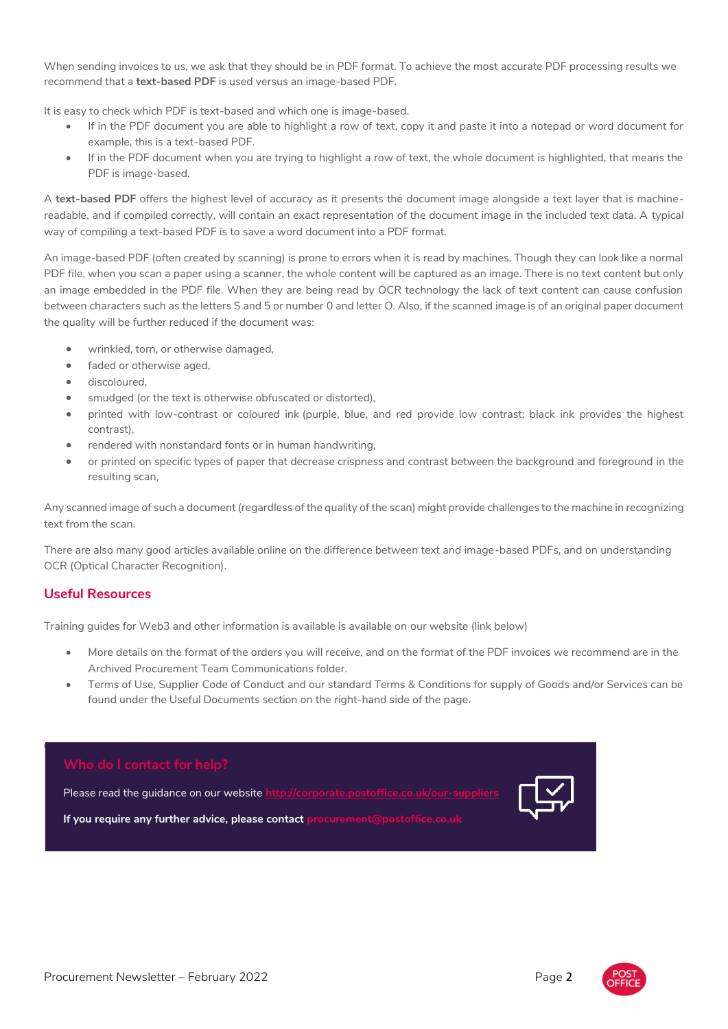When sending invoices to us, we ask that they should be in PDF format. To achieve the most accurate PDF processing results we recommend that a **text-based PDF** is used versus an image-based PDF.

It is easy to check which PDF is text-based and which one is image-based.

- If in the PDF document you are able to highlight a row of text, copy it and paste it into a notepad or word document for example, this is a text-based PDF.
- If in the PDF document when you are trying to highlight a row of text, the whole document is highlighted, that means the PDF is image-based.

A **text-based PDF** offers the highest level of accuracy as it presents the document image alongside a text layer that is machine-readable, and if compiled correctly, will contain an exact representation of the document image in the included text data. A typical way of compiling a text-based PDF is to save a word document into a PDF format.

An image-based PDF (often created by scanning) is prone to errors when it is read by machines. Though they can look like a normal PDF file, when you scan a paper using a scanner, the whole content will be captured as an image. There is no text content but only an image embedded in the PDF file. When they are being read by OCR technology the lack of text content can cause confusion between characters such as the letters S and 5 or number 0 and letter O. Also, if the scanned image is of an original paper document the quality will be further reduced if the document was:

- wrinkled, torn, or otherwise damaged,
- faded or otherwise aged,
- discoloured,
- smudged (or the text is otherwise obfuscated or distorted),
- printed with low-contrast or coloured ink (purple, blue, and red provide low contrast; black ink provides the highest contrast),
- rendered with nonstandard fonts or in human handwriting,
- or printed on specific types of paper that decrease crispness and contrast between the background and foreground in the resulting scan,

Any scanned image of such a document (regardless of the quality of the scan) might provide challenges to the machine in recognizing text from the scan.

There are also many good articles available online on the difference between text and image-based PDFs, and on understanding OCR (Optical Character Recognition).

## Useful Resources

Training guides for Web3 and other information is available is available on our website (link below)

- More details on the format of the orders you will receive, and on the format of the PDF invoices we recommend are in the Archived Procurement Team Communications folder.
- Terms of Use, Supplier Code of Conduct and our standard Terms & Conditions for supply of Goods and/or Services can be found under the Useful Documents section on the right-hand side of the page.

## Who do I contact for help?

Please read the guidance on our website http://corporate.postoffice.co.uk/our-suppliers

**If you require any further advice, please contact** procurement@postoffice.co.uk